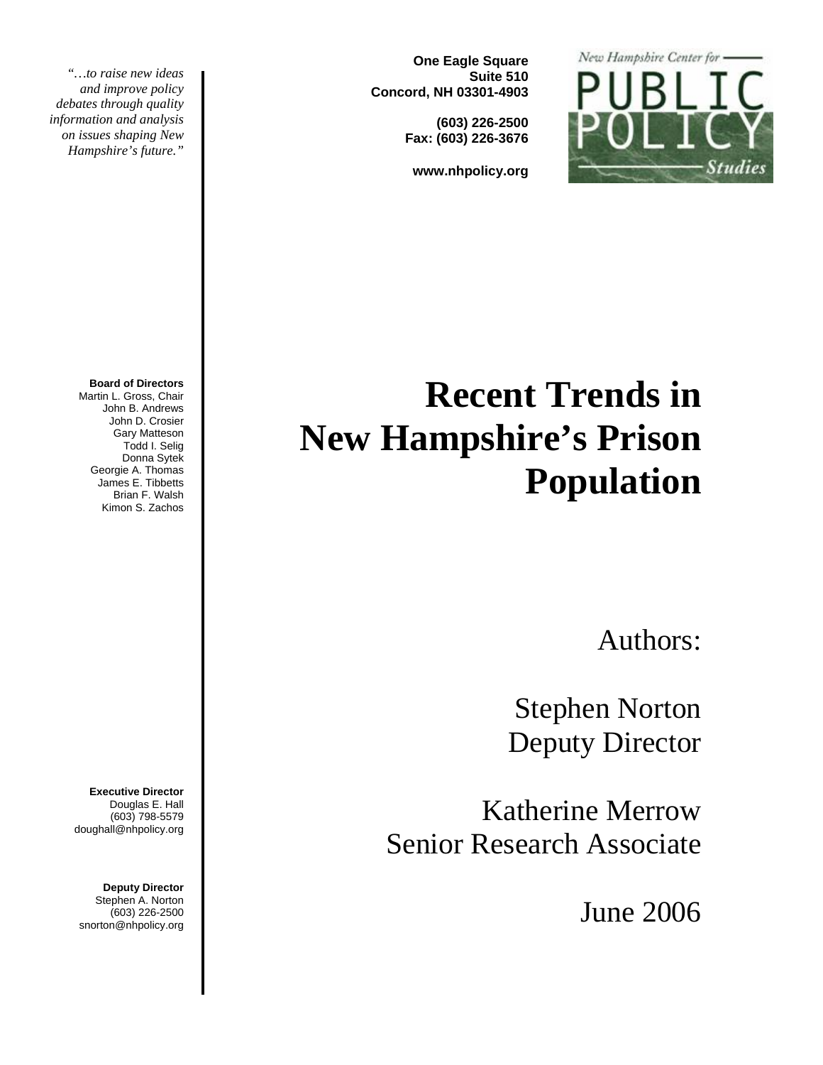*"…to raise new ideas and improve policy debates through quality information and analysis on issues shaping New Hampshire's future."*

**One Eagle Square**
**Suite 510**
**Concord, NH 03301-4903**

**(603) 226-2500**
**Fax: (603) 226-3676**

**www.nhpolicy.org**

New Hampshire Center for PUBLIC POLICY Studies

**Board of Directors**
Martin L. Gross, Chair
John B. Andrews
John D. Crosier
Gary Matteson
Todd I. Selig
Donna Sytek
Georgie A. Thomas
James E. Tibbetts
Brian F. Walsh
Kimon S. Zachos

# Recent Trends in New Hampshire's Prison Population

Authors:

Stephen Norton
Deputy Director

Katherine Merrow
Senior Research Associate

June 2006

**Executive Director**
Douglas E. Hall
(603) 798-5579
doughall@nhpolicy.org

**Deputy Director**
Stephen A. Norton
(603) 226-2500
snorton@nhpolicy.org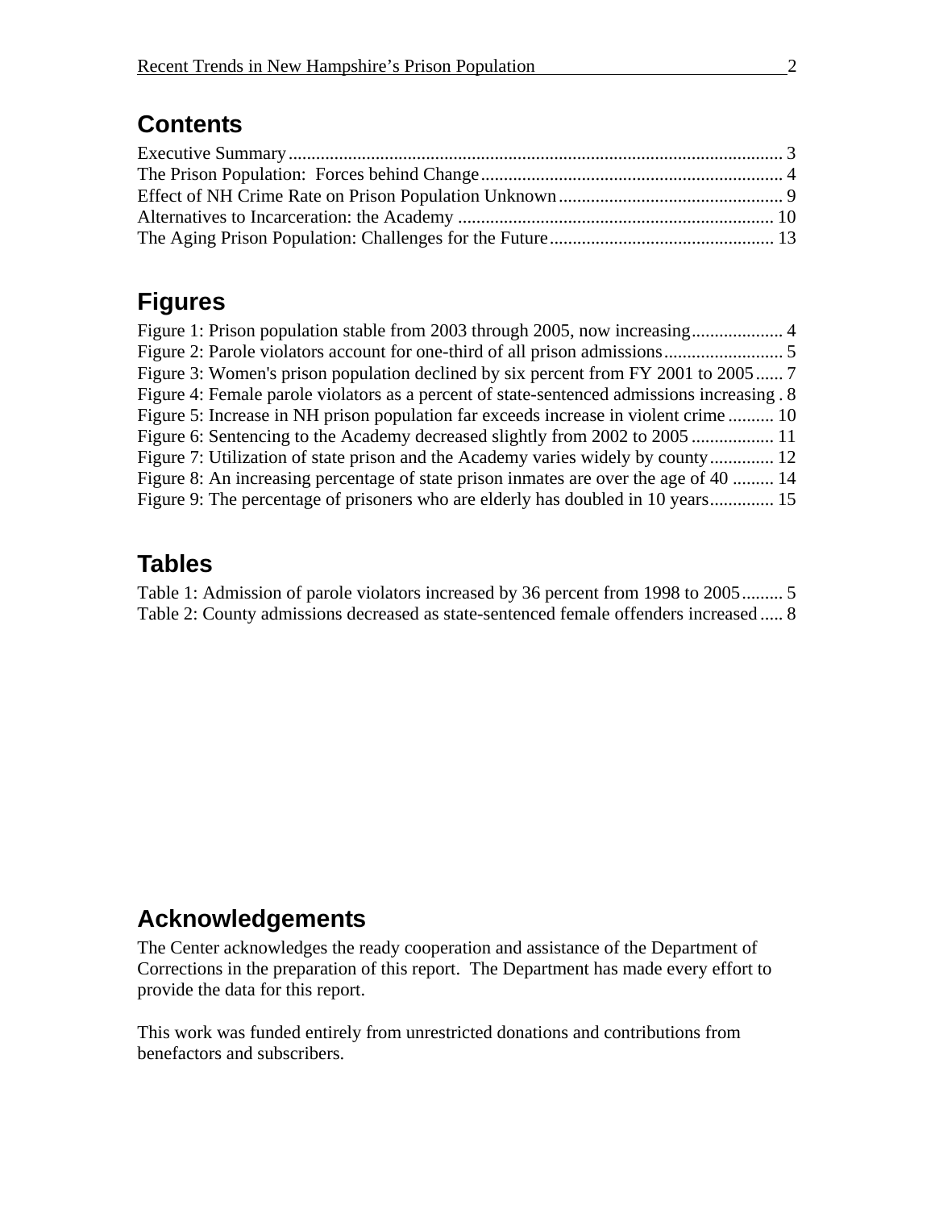## Contents

Executive Summary ... 3
The Prison Population: Forces behind Change ... 4
Effect of NH Crime Rate on Prison Population Unknown ... 9
Alternatives to Incarceration: the Academy ... 10
The Aging Prison Population: Challenges for the Future ... 13

## Figures

Figure 1: Prison population stable from 2003 through 2005, now increasing ... 4
Figure 2: Parole violators account for one-third of all prison admissions ... 5
Figure 3: Women's prison population declined by six percent from FY 2001 to 2005 ... 7
Figure 4: Female parole violators as a percent of state-sentenced admissions increasing ... 8
Figure 5: Increase in NH prison population far exceeds increase in violent crime ... 10
Figure 6: Sentencing to the Academy decreased slightly from 2002 to 2005 ... 11
Figure 7: Utilization of state prison and the Academy varies widely by county ... 12
Figure 8: An increasing percentage of state prison inmates are over the age of 40 ... 14
Figure 9: The percentage of prisoners who are elderly has doubled in 10 years ... 15

## Tables

Table 1: Admission of parole violators increased by 36 percent from 1998 to 2005 ... 5
Table 2: County admissions decreased as state-sentenced female offenders increased ... 8

## Acknowledgements

The Center acknowledges the ready cooperation and assistance of the Department of Corrections in the preparation of this report. The Department has made every effort to provide the data for this report.

This work was funded entirely from unrestricted donations and contributions from benefactors and subscribers.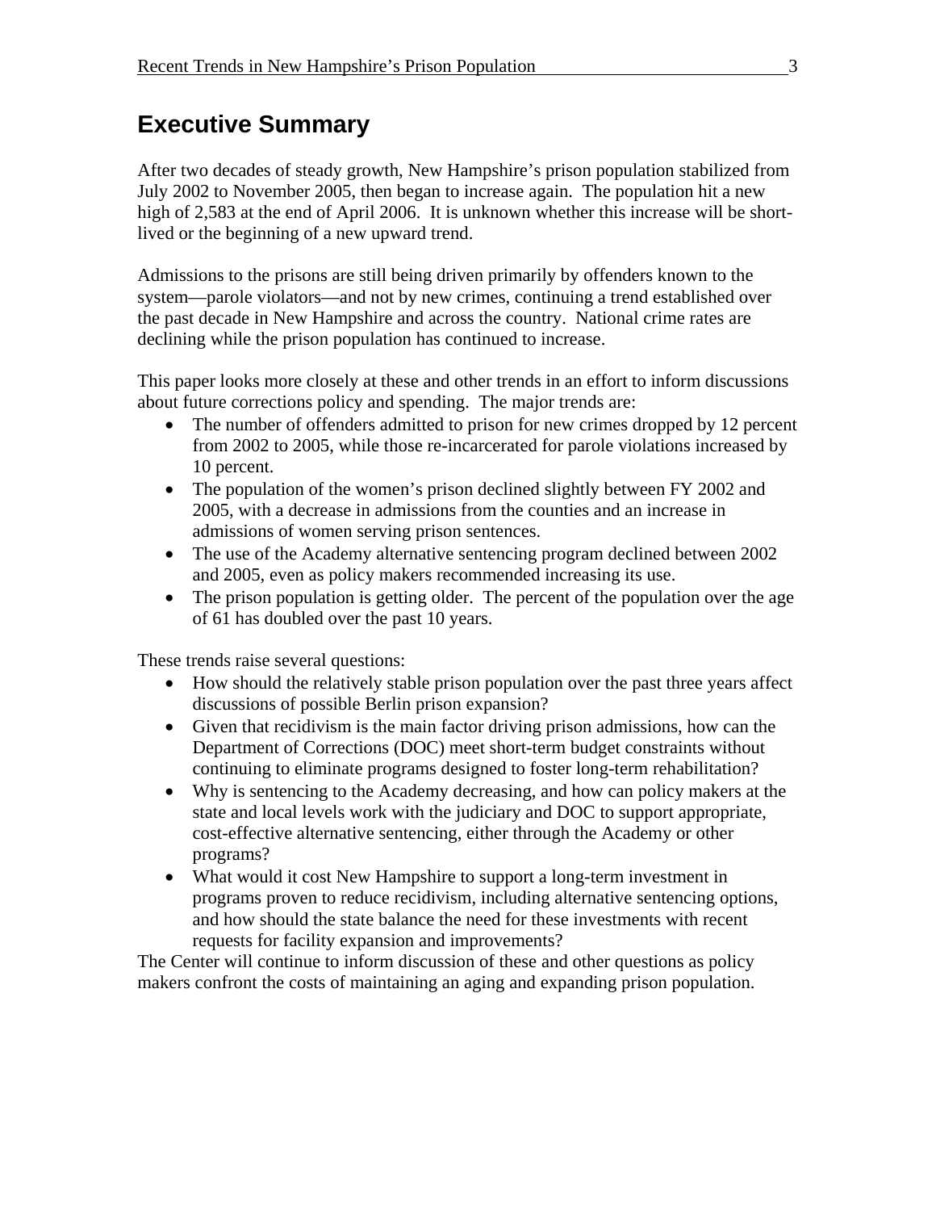## Executive Summary

After two decades of steady growth, New Hampshire's prison population stabilized from July 2002 to November 2005, then began to increase again. The population hit a new high of 2,583 at the end of April 2006. It is unknown whether this increase will be short-lived or the beginning of a new upward trend.

Admissions to the prisons are still being driven primarily by offenders known to the system—parole violators—and not by new crimes, continuing a trend established over the past decade in New Hampshire and across the country. National crime rates are declining while the prison population has continued to increase.

This paper looks more closely at these and other trends in an effort to inform discussions about future corrections policy and spending. The major trends are:

- The number of offenders admitted to prison for new crimes dropped by 12 percent from 2002 to 2005, while those re-incarcerated for parole violations increased by 10 percent.
- The population of the women's prison declined slightly between FY 2002 and 2005, with a decrease in admissions from the counties and an increase in admissions of women serving prison sentences.
- The use of the Academy alternative sentencing program declined between 2002 and 2005, even as policy makers recommended increasing its use.
- The prison population is getting older. The percent of the population over the age of 61 has doubled over the past 10 years.

These trends raise several questions:

- How should the relatively stable prison population over the past three years affect discussions of possible Berlin prison expansion?
- Given that recidivism is the main factor driving prison admissions, how can the Department of Corrections (DOC) meet short-term budget constraints without continuing to eliminate programs designed to foster long-term rehabilitation?
- Why is sentencing to the Academy decreasing, and how can policy makers at the state and local levels work with the judiciary and DOC to support appropriate, cost-effective alternative sentencing, either through the Academy or other programs?
- What would it cost New Hampshire to support a long-term investment in programs proven to reduce recidivism, including alternative sentencing options, and how should the state balance the need for these investments with recent requests for facility expansion and improvements?

The Center will continue to inform discussion of these and other questions as policy makers confront the costs of maintaining an aging and expanding prison population.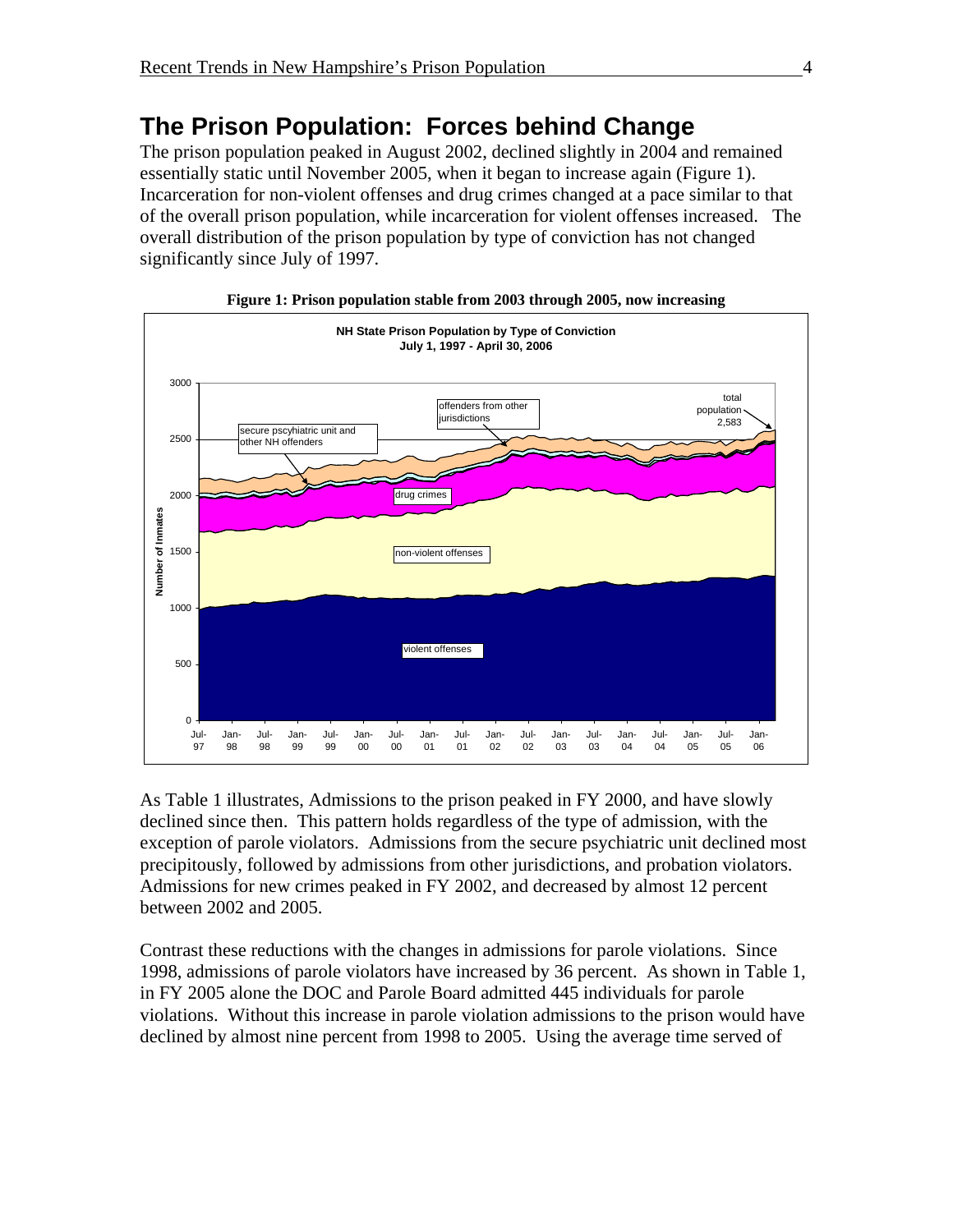## The Prison Population: Forces behind Change

The prison population peaked in August 2002, declined slightly in 2004 and remained essentially static until November 2005, when it began to increase again (Figure 1). Incarceration for non-violent offenses and drug crimes changed at a pace similar to that of the overall prison population, while incarceration for violent offenses increased. The overall distribution of the prison population by type of conviction has not changed significantly since July of 1997.

**Figure 1: Prison population stable from 2003 through 2005, now increasing**

As Table 1 illustrates, Admissions to the prison peaked in FY 2000, and have slowly declined since then. This pattern holds regardless of the type of admission, with the exception of parole violators. Admissions from the secure psychiatric unit declined most precipitously, followed by admissions from other jurisdictions, and probation violators. Admissions for new crimes peaked in FY 2002, and decreased by almost 12 percent between 2002 and 2005.

Contrast these reductions with the changes in admissions for parole violations. Since 1998, admissions of parole violators have increased by 36 percent. As shown in Table 1, in FY 2005 alone the DOC and Parole Board admitted 445 individuals for parole violations. Without this increase in parole violation admissions to the prison would have declined by almost nine percent from 1998 to 2005. Using the average time served of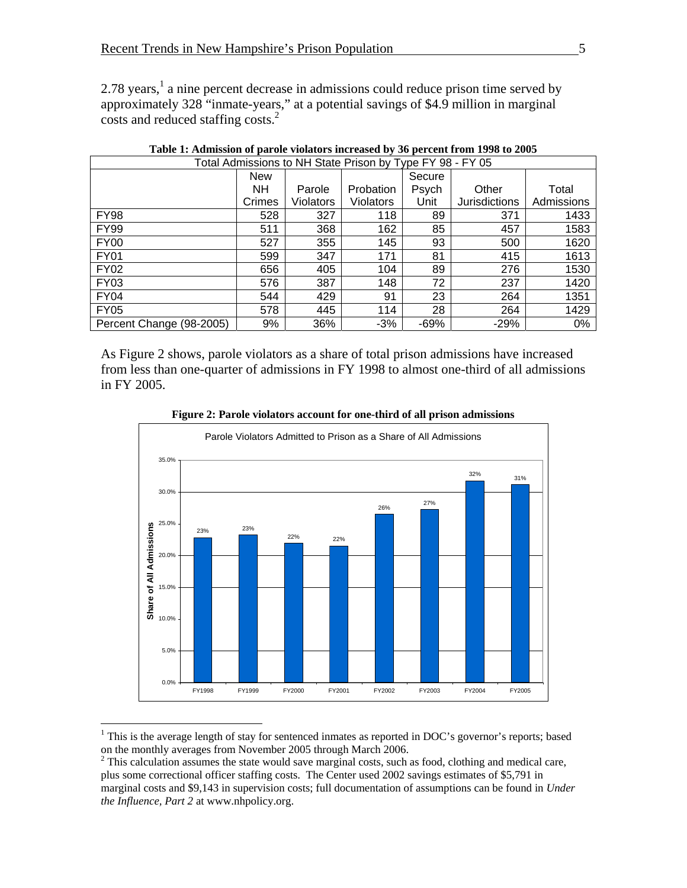2.78 years,[1] a nine percent decrease in admissions could reduce prison time served by approximately 328 "inmate-years," at a potential savings of $4.9 million in marginal costs and reduced staffing costs.[2]

**Table 1: Admission of parole violators increased by 36 percent from 1998 to 2005**

| Total Admissions to NH State Prison by Type FY 98 - FY 05 | | | | | | |
|---|---|---|---|---|---|---|
| | New NH Crimes | Parole Violators | Probation Violators | Secure Psych Unit | Other Jurisdictions | Total Admissions |
| FY98 | 528 | 327 | 118 | 89 | 371 | 1433 |
| FY99 | 511 | 368 | 162 | 85 | 457 | 1583 |
| FY00 | 527 | 355 | 145 | 93 | 500 | 1620 |
| FY01 | 599 | 347 | 171 | 81 | 415 | 1613 |
| FY02 | 656 | 405 | 104 | 89 | 276 | 1530 |
| FY03 | 576 | 387 | 148 | 72 | 237 | 1420 |
| FY04 | 544 | 429 | 91 | 23 | 264 | 1351 |
| FY05 | 578 | 445 | 114 | 28 | 264 | 1429 |
| Percent Change (98-2005) | 9% | 36% | -3% | -69% | -29% | 0% |

As Figure 2 shows, parole violators as a share of total prison admissions have increased from less than one-quarter of admissions in FY 1998 to almost one-third of all admissions in FY 2005.

**Figure 2: Parole violators account for one-third of all prison admissions**

Parole Violators Admitted to Prison as a Share of All Admissions

| | FY1998 | FY1999 | FY2000 | FY2001 | FY2002 | FY2003 | FY2004 | FY2005 |
|---|---|---|---|---|---|---|---|---|
| Share of All Admissions | 23% | 23% | 22% | 22% | 26% | 27% | 32% | 31% |

[1] This is the average length of stay for sentenced inmates as reported in DOC's governor's reports; based on the monthly averages from November 2005 through March 2006.

[2] This calculation assumes the state would save marginal costs, such as food, clothing and medical care, plus some correctional officer staffing costs. The Center used 2002 savings estimates of $5,791 in marginal costs and $9,143 in supervision costs; full documentation of assumptions can be found in *Under the Influence, Part 2* at www.nhpolicy.org.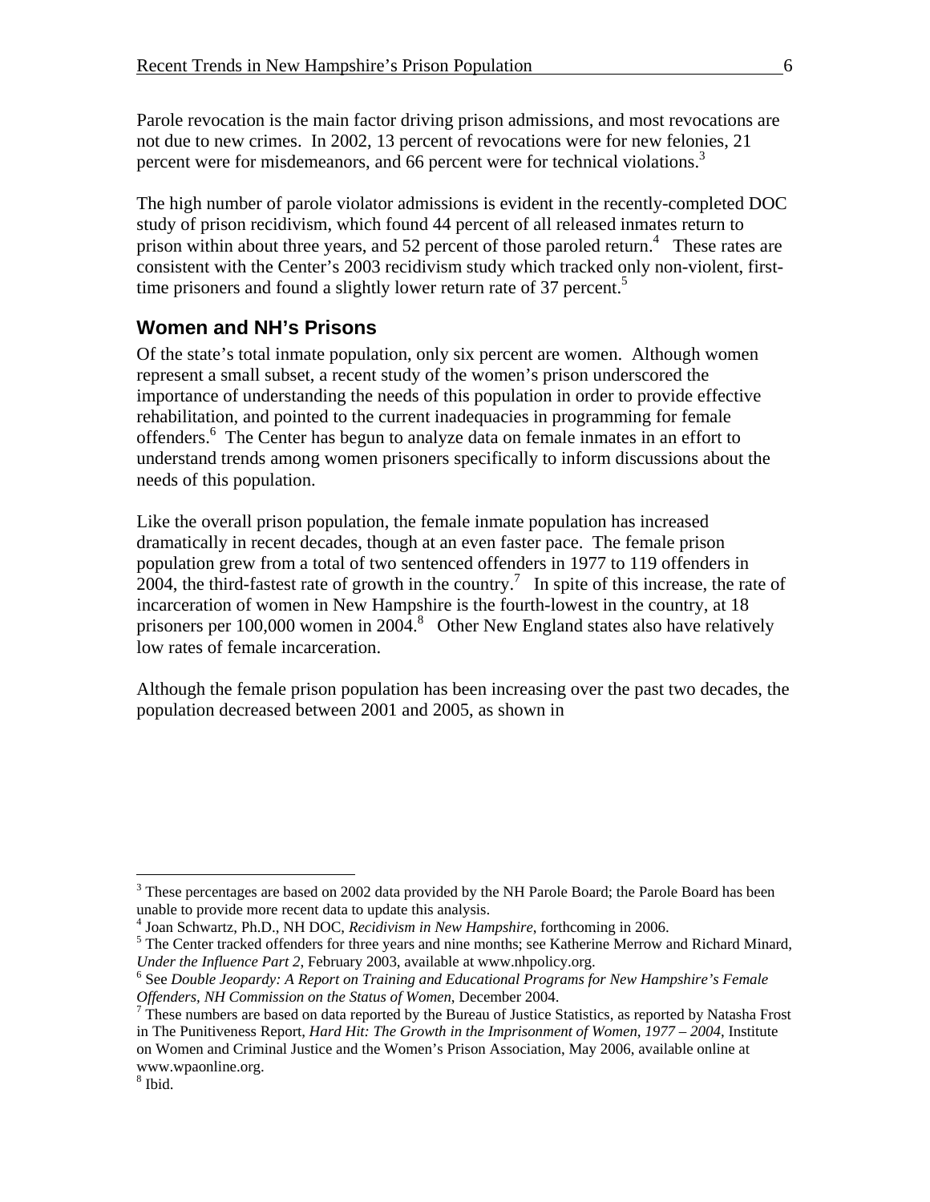Parole revocation is the main factor driving prison admissions, and most revocations are not due to new crimes. In 2002, 13 percent of revocations were for new felonies, 21 percent were for misdemeanors, and 66 percent were for technical violations.[3]

The high number of parole violator admissions is evident in the recently-completed DOC study of prison recidivism, which found 44 percent of all released inmates return to prison within about three years, and 52 percent of those paroled return.[4] These rates are consistent with the Center's 2003 recidivism study which tracked only non-violent, first-time prisoners and found a slightly lower return rate of 37 percent.[5]

## Women and NH's Prisons

Of the state's total inmate population, only six percent are women. Although women represent a small subset, a recent study of the women's prison underscored the importance of understanding the needs of this population in order to provide effective rehabilitation, and pointed to the current inadequacies in programming for female offenders.[6] The Center has begun to analyze data on female inmates in an effort to understand trends among women prisoners specifically to inform discussions about the needs of this population.

Like the overall prison population, the female inmate population has increased dramatically in recent decades, though at an even faster pace. The female prison population grew from a total of two sentenced offenders in 1977 to 119 offenders in 2004, the third-fastest rate of growth in the country.[7] In spite of this increase, the rate of incarceration of women in New Hampshire is the fourth-lowest in the country, at 18 prisoners per 100,000 women in 2004.[8] Other New England states also have relatively low rates of female incarceration.

Although the female prison population has been increasing over the past two decades, the population decreased between 2001 and 2005, as shown in

---

[3] These percentages are based on 2002 data provided by the NH Parole Board; the Parole Board has been unable to provide more recent data to update this analysis.

[4] Joan Schwartz, Ph.D., NH DOC, *Recidivism in New Hampshire*, forthcoming in 2006.

[5] The Center tracked offenders for three years and nine months; see Katherine Merrow and Richard Minard, *Under the Influence Part 2*, February 2003, available at www.nhpolicy.org.

[6] See *Double Jeopardy: A Report on Training and Educational Programs for New Hampshire's Female Offenders, NH Commission on the Status of Women*, December 2004.

[7] These numbers are based on data reported by the Bureau of Justice Statistics, as reported by Natasha Frost in The Punitiveness Report, *Hard Hit: The Growth in the Imprisonment of Women, 1977 – 2004*, Institute on Women and Criminal Justice and the Women's Prison Association, May 2006, available online at www.wpaonline.org.

[8] Ibid.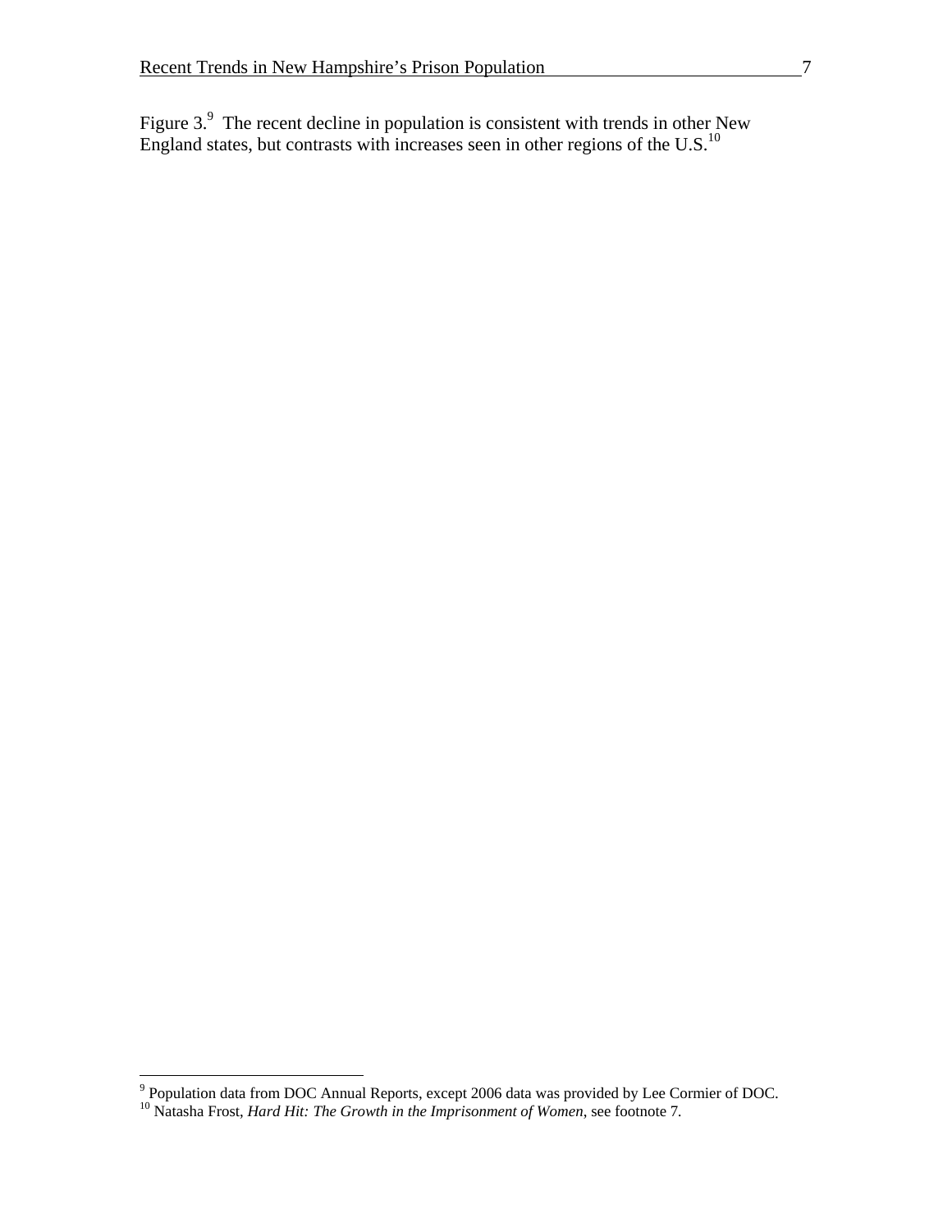Figure 3.[9] The recent decline in population is consistent with trends in other New England states, but contrasts with increases seen in other regions of the U.S.[10]

---

[9] Population data from DOC Annual Reports, except 2006 data was provided by Lee Cormier of DOC.

[10] Natasha Frost, *Hard Hit: The Growth in the Imprisonment of Women*, see footnote 7.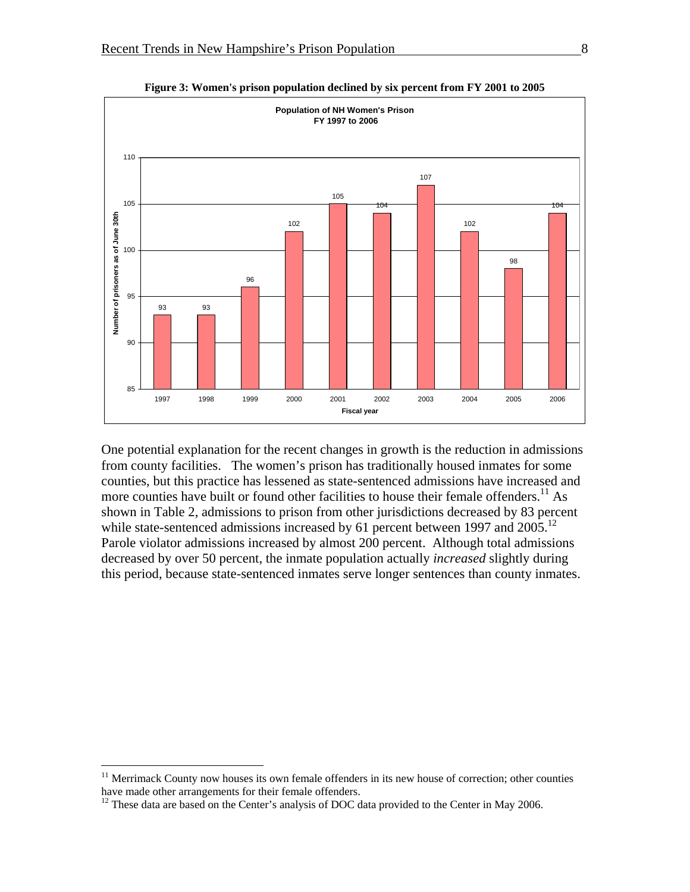**Figure 3: Women's prison population declined by six percent from FY 2001 to 2005**

**Population of NH Women's Prison FY 1997 to 2006**

| Fiscal year | Number of prisoners as of June 30th |
|---|---|
| 1997 | 93 |
| 1998 | 93 |
| 1999 | 96 |
| 2000 | 102 |
| 2001 | 105 |
| 2002 | 104 |
| 2003 | 107 |
| 2004 | 102 |
| 2005 | 98 |
| 2006 | 104 |

One potential explanation for the recent changes in growth is the reduction in admissions from county facilities. The women's prison has traditionally housed inmates for some counties, but this practice has lessened as state-sentenced admissions have increased and more counties have built or found other facilities to house their female offenders.[11] As shown in Table 2, admissions to prison from other jurisdictions decreased by 83 percent while state-sentenced admissions increased by 61 percent between 1997 and 2005.[12] Parole violator admissions increased by almost 200 percent. Although total admissions decreased by over 50 percent, the inmate population actually *increased* slightly during this period, because state-sentenced inmates serve longer sentences than county inmates.

---

[11] Merrimack County now houses its own female offenders in its new house of correction; other counties have made other arrangements for their female offenders.

[12] These data are based on the Center's analysis of DOC data provided to the Center in May 2006.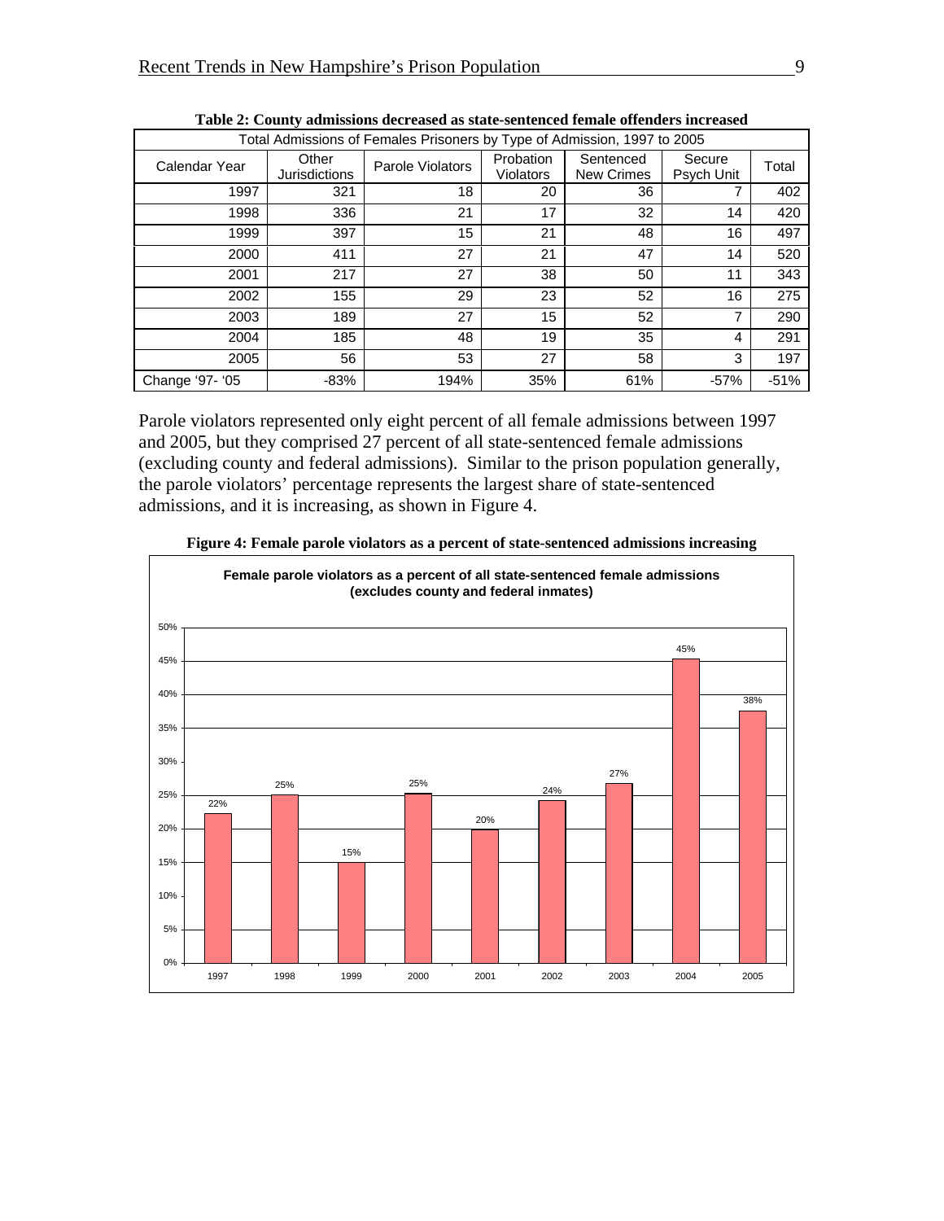**Table 2: County admissions decreased as state-sentenced female offenders increased**

| Total Admissions of Females Prisoners by Type of Admission, 1997 to 2005 | | | | | | |
|---|---|---|---|---|---|---|
| Calendar Year | Other Jurisdictions | Parole Violators | Probation Violators | Sentenced New Crimes | Secure Psych Unit | Total |
| 1997 | 321 | 18 | 20 | 36 | 7 | 402 |
| 1998 | 336 | 21 | 17 | 32 | 14 | 420 |
| 1999 | 397 | 15 | 21 | 48 | 16 | 497 |
| 2000 | 411 | 27 | 21 | 47 | 14 | 520 |
| 2001 | 217 | 27 | 38 | 50 | 11 | 343 |
| 2002 | 155 | 29 | 23 | 52 | 16 | 275 |
| 2003 | 189 | 27 | 15 | 52 | 7 | 290 |
| 2004 | 185 | 48 | 19 | 35 | 4 | 291 |
| 2005 | 56 | 53 | 27 | 58 | 3 | 197 |
| Change '97- '05 | -83% | 194% | 35% | 61% | -57% | -51% |

Parole violators represented only eight percent of all female admissions between 1997 and 2005, but they comprised 27 percent of all state-sentenced female admissions (excluding county and federal admissions). Similar to the prison population generally, the parole violators' percentage represents the largest share of state-sentenced admissions, and it is increasing, as shown in Figure 4.

**Figure 4: Female parole violators as a percent of state-sentenced admissions increasing**

**Female parole violators as a percent of all state-sentenced female admissions (excludes county and federal inmates)**

| Year | Percent |
|---|---|
| 1997 | 22% |
| 1998 | 25% |
| 1999 | 15% |
| 2000 | 25% |
| 2001 | 20% |
| 2002 | 24% |
| 2003 | 27% |
| 2004 | 45% |
| 2005 | 38% |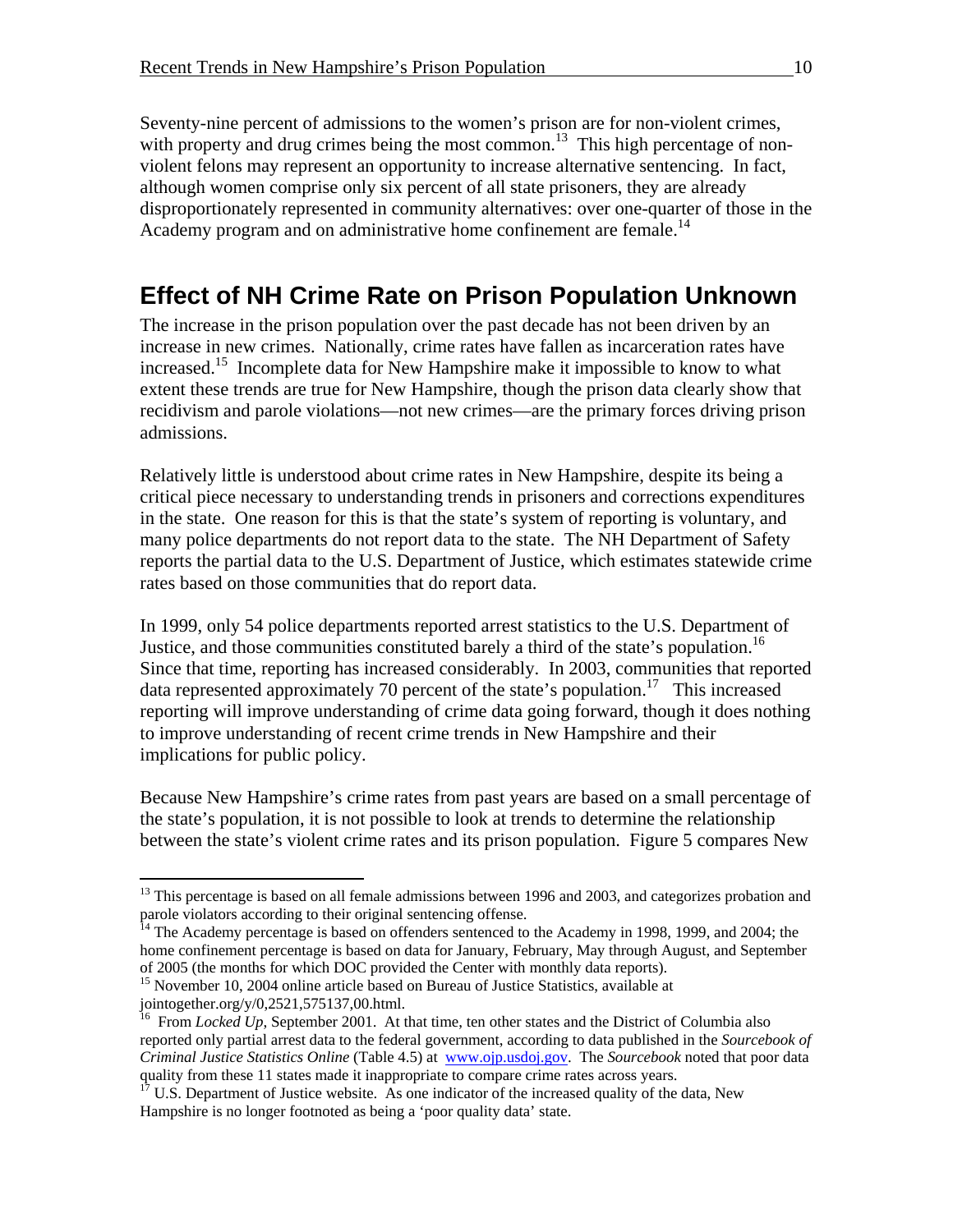Seventy-nine percent of admissions to the women's prison are for non-violent crimes, with property and drug crimes being the most common.[13] This high percentage of non-violent felons may represent an opportunity to increase alternative sentencing. In fact, although women comprise only six percent of all state prisoners, they are already disproportionately represented in community alternatives: over one-quarter of those in the Academy program and on administrative home confinement are female.[14]

## Effect of NH Crime Rate on Prison Population Unknown

The increase in the prison population over the past decade has not been driven by an increase in new crimes. Nationally, crime rates have fallen as incarceration rates have increased.[15] Incomplete data for New Hampshire make it impossible to know to what extent these trends are true for New Hampshire, though the prison data clearly show that recidivism and parole violations—not new crimes—are the primary forces driving prison admissions.

Relatively little is understood about crime rates in New Hampshire, despite its being a critical piece necessary to understanding trends in prisoners and corrections expenditures in the state. One reason for this is that the state's system of reporting is voluntary, and many police departments do not report data to the state. The NH Department of Safety reports the partial data to the U.S. Department of Justice, which estimates statewide crime rates based on those communities that do report data.

In 1999, only 54 police departments reported arrest statistics to the U.S. Department of Justice, and those communities constituted barely a third of the state's population.[16] Since that time, reporting has increased considerably. In 2003, communities that reported data represented approximately 70 percent of the state's population.[17] This increased reporting will improve understanding of crime data going forward, though it does nothing to improve understanding of recent crime trends in New Hampshire and their implications for public policy.

Because New Hampshire's crime rates from past years are based on a small percentage of the state's population, it is not possible to look at trends to determine the relationship between the state's violent crime rates and its prison population. Figure 5 compares New

---

[13] This percentage is based on all female admissions between 1996 and 2003, and categorizes probation and parole violators according to their original sentencing offense.

[14] The Academy percentage is based on offenders sentenced to the Academy in 1998, 1999, and 2004; the home confinement percentage is based on data for January, February, May through August, and September of 2005 (the months for which DOC provided the Center with monthly data reports).

[15] November 10, 2004 online article based on Bureau of Justice Statistics, available at jointogether.org/y/0,2521,575137,00.html.

[16] From *Locked Up*, September 2001. At that time, ten other states and the District of Columbia also reported only partial arrest data to the federal government, according to data published in the *Sourcebook of Criminal Justice Statistics Online* (Table 4.5) at www.ojp.usdoj.gov. The *Sourcebook* noted that poor data quality from these 11 states made it inappropriate to compare crime rates across years.

[17] U.S. Department of Justice website. As one indicator of the increased quality of the data, New Hampshire is no longer footnoted as being a 'poor quality data' state.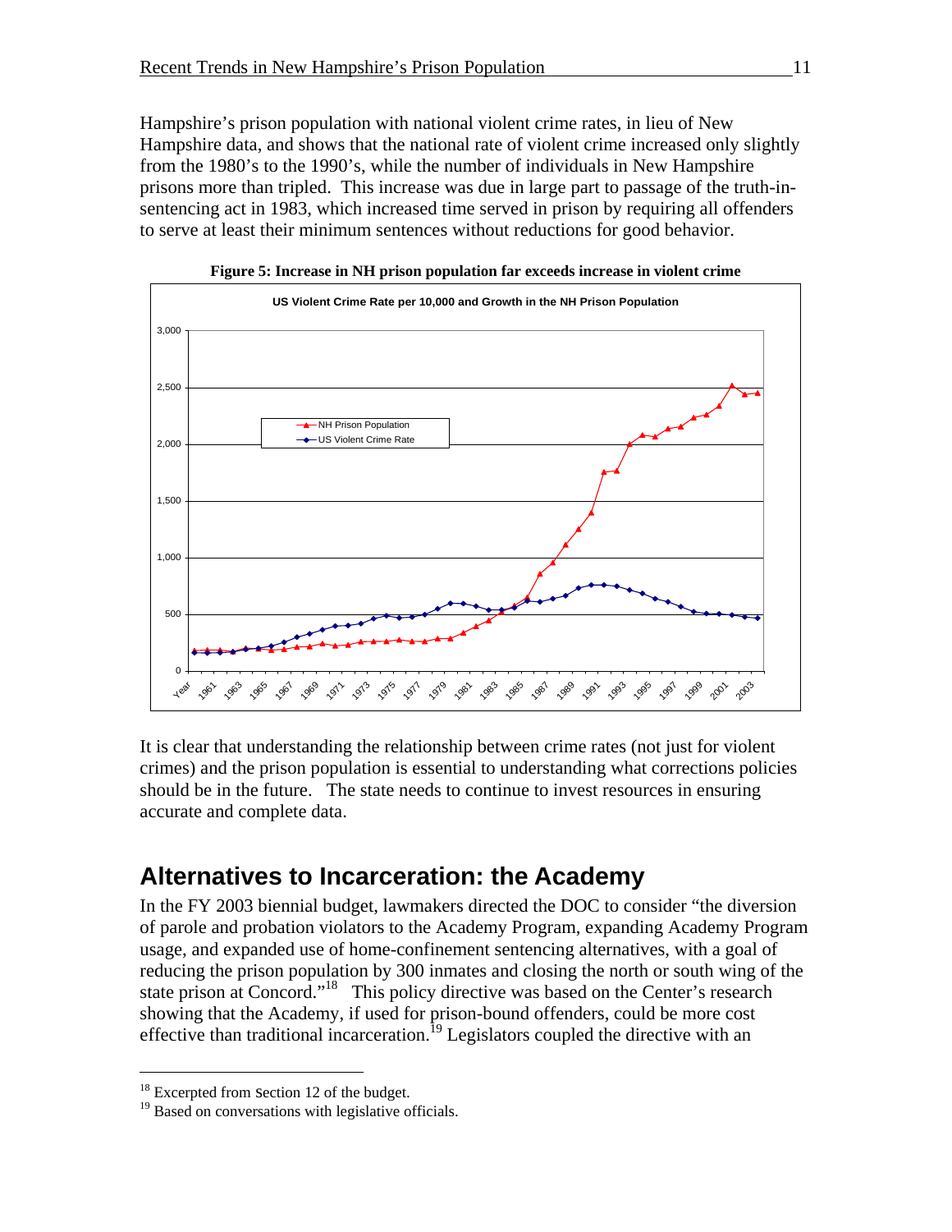Hampshire's prison population with national violent crime rates, in lieu of New Hampshire data, and shows that the national rate of violent crime increased only slightly from the 1980's to the 1990's, while the number of individuals in New Hampshire prisons more than tripled. This increase was due in large part to passage of the truth-in-sentencing act in 1983, which increased time served in prison by requiring all offenders to serve at least their minimum sentences without reductions for good behavior.

**Figure 5: Increase in NH prison population far exceeds increase in violent crime**

It is clear that understanding the relationship between crime rates (not just for violent crimes) and the prison population is essential to understanding what corrections policies should be in the future. The state needs to continue to invest resources in ensuring accurate and complete data.

## Alternatives to Incarceration: the Academy

In the FY 2003 biennial budget, lawmakers directed the DOC to consider "the diversion of parole and probation violators to the Academy Program, expanding Academy Program usage, and expanded use of home-confinement sentencing alternatives, with a goal of reducing the prison population by 300 inmates and closing the north or south wing of the state prison at Concord."[18] This policy directive was based on the Center's research showing that the Academy, if used for prison-bound offenders, could be more cost effective than traditional incarceration.[19] Legislators coupled the directive with an

[18] Excerpted from Section 12 of the budget.

[19] Based on conversations with legislative officials.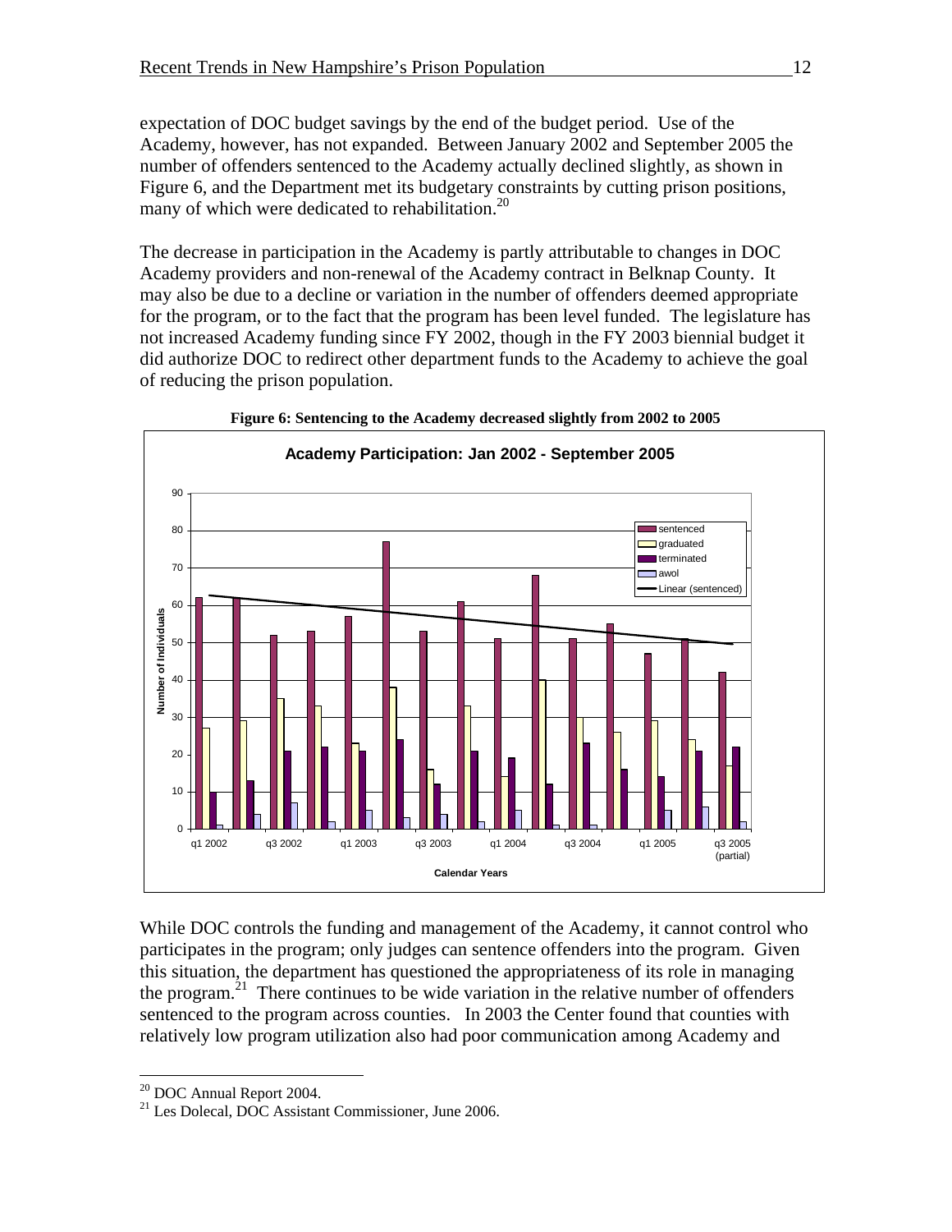expectation of DOC budget savings by the end of the budget period. Use of the Academy, however, has not expanded. Between January 2002 and September 2005 the number of offenders sentenced to the Academy actually declined slightly, as shown in Figure 6, and the Department met its budgetary constraints by cutting prison positions, many of which were dedicated to rehabilitation.[20]

The decrease in participation in the Academy is partly attributable to changes in DOC Academy providers and non-renewal of the Academy contract in Belknap County. It may also be due to a decline or variation in the number of offenders deemed appropriate for the program, or to the fact that the program has been level funded. The legislature has not increased Academy funding since FY 2002, though in the FY 2003 biennial budget it did authorize DOC to redirect other department funds to the Academy to achieve the goal of reducing the prison population.

**Figure 6: Sentencing to the Academy decreased slightly from 2002 to 2005**

While DOC controls the funding and management of the Academy, it cannot control who participates in the program; only judges can sentence offenders into the program. Given this situation, the department has questioned the appropriateness of its role in managing the program.[21] There continues to be wide variation in the relative number of offenders sentenced to the program across counties. In 2003 the Center found that counties with relatively low program utilization also had poor communication among Academy and

---

[20] DOC Annual Report 2004.

[21] Les Dolecal, DOC Assistant Commissioner, June 2006.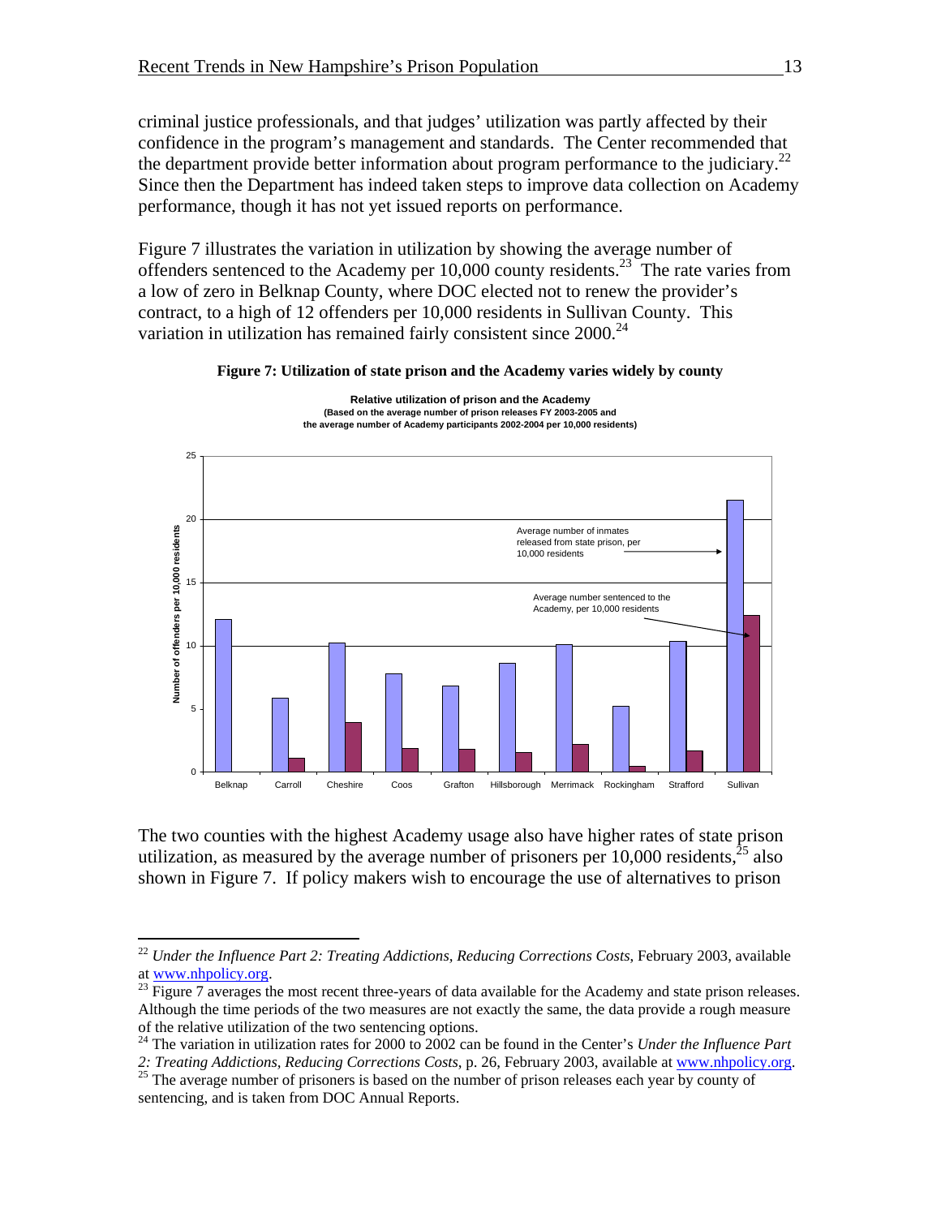criminal justice professionals, and that judges' utilization was partly affected by their confidence in the program's management and standards. The Center recommended that the department provide better information about program performance to the judiciary.[22] Since then the Department has indeed taken steps to improve data collection on Academy performance, though it has not yet issued reports on performance.

Figure 7 illustrates the variation in utilization by showing the average number of offenders sentenced to the Academy per 10,000 county residents.[23] The rate varies from a low of zero in Belknap County, where DOC elected not to renew the provider's contract, to a high of 12 offenders per 10,000 residents in Sullivan County. This variation in utilization has remained fairly consistent since 2000.[24]

**Figure 7: Utilization of state prison and the Academy varies widely by county**

**Relative utilization of prison and the Academy**
**(Based on the average number of prison releases FY 2003-2005 and the average number of Academy participants 2002-2004 per 10,000 residents)**

The two counties with the highest Academy usage also have higher rates of state prison utilization, as measured by the average number of prisoners per 10,000 residents,[25] also shown in Figure 7. If policy makers wish to encourage the use of alternatives to prison

---

[22] *Under the Influence Part 2: Treating Addictions, Reducing Corrections Costs*, February 2003, available at www.nhpolicy.org.

[23] Figure 7 averages the most recent three-years of data available for the Academy and state prison releases. Although the time periods of the two measures are not exactly the same, the data provide a rough measure of the relative utilization of the two sentencing options.

[24] The variation in utilization rates for 2000 to 2002 can be found in the Center's *Under the Influence Part 2: Treating Addictions, Reducing Corrections Costs*, p. 26, February 2003, available at www.nhpolicy.org.

[25] The average number of prisoners is based on the number of prison releases each year by county of sentencing, and is taken from DOC Annual Reports.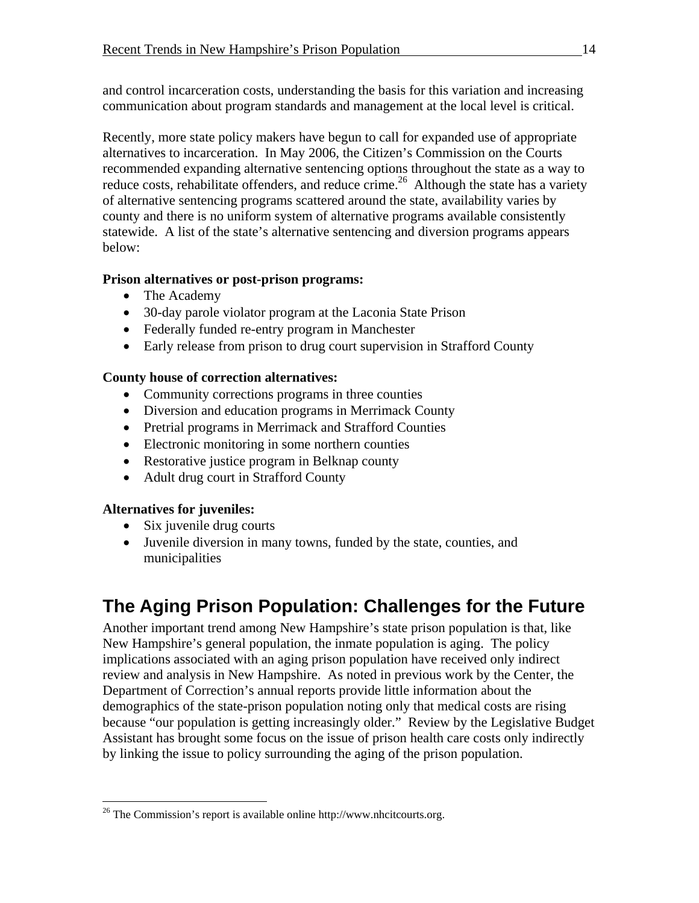and control incarceration costs, understanding the basis for this variation and increasing communication about program standards and management at the local level is critical.

Recently, more state policy makers have begun to call for expanded use of appropriate alternatives to incarceration. In May 2006, the Citizen's Commission on the Courts recommended expanding alternative sentencing options throughout the state as a way to reduce costs, rehabilitate offenders, and reduce crime.[26] Although the state has a variety of alternative sentencing programs scattered around the state, availability varies by county and there is no uniform system of alternative programs available consistently statewide. A list of the state's alternative sentencing and diversion programs appears below:

**Prison alternatives or post-prison programs:**

- The Academy
- 30-day parole violator program at the Laconia State Prison
- Federally funded re-entry program in Manchester
- Early release from prison to drug court supervision in Strafford County

**County house of correction alternatives:**

- Community corrections programs in three counties
- Diversion and education programs in Merrimack County
- Pretrial programs in Merrimack and Strafford Counties
- Electronic monitoring in some northern counties
- Restorative justice program in Belknap county
- Adult drug court in Strafford County

**Alternatives for juveniles:**

- Six juvenile drug courts
- Juvenile diversion in many towns, funded by the state, counties, and municipalities

## The Aging Prison Population: Challenges for the Future

Another important trend among New Hampshire's state prison population is that, like New Hampshire's general population, the inmate population is aging. The policy implications associated with an aging prison population have received only indirect review and analysis in New Hampshire. As noted in previous work by the Center, the Department of Correction's annual reports provide little information about the demographics of the state-prison population noting only that medical costs are rising because "our population is getting increasingly older." Review by the Legislative Budget Assistant has brought some focus on the issue of prison health care costs only indirectly by linking the issue to policy surrounding the aging of the prison population.

---

[26] The Commission's report is available online http://www.nhcitcourts.org.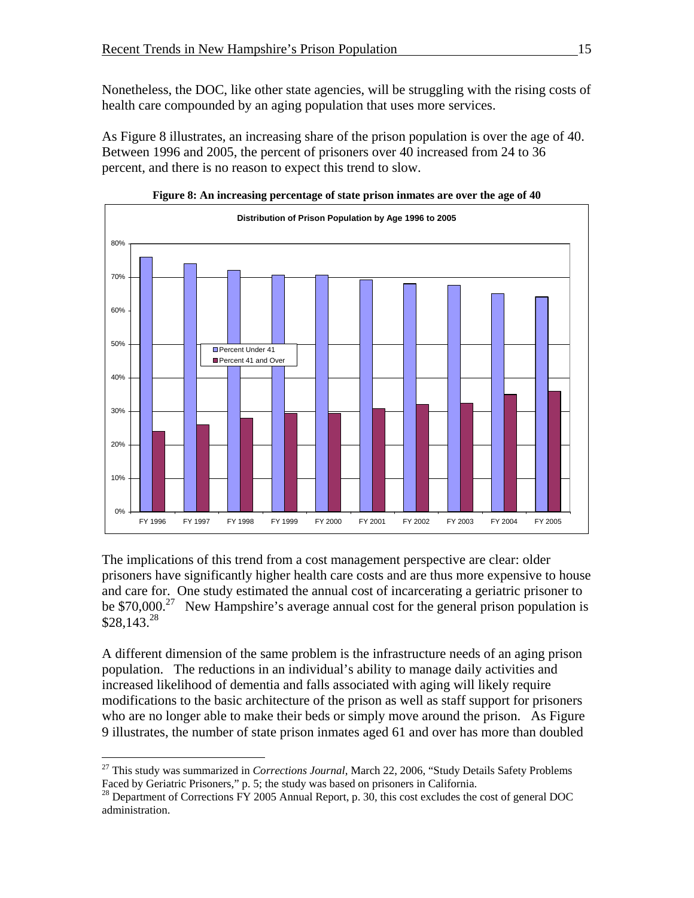Nonetheless, the DOC, like other state agencies, will be struggling with the rising costs of health care compounded by an aging population that uses more services.

As Figure 8 illustrates, an increasing share of the prison population is over the age of 40. Between 1996 and 2005, the percent of prisoners over 40 increased from 24 to 36 percent, and there is no reason to expect this trend to slow.

**Figure 8: An increasing percentage of state prison inmates are over the age of 40**

The implications of this trend from a cost management perspective are clear: older prisoners have significantly higher health care costs and are thus more expensive to house and care for. One study estimated the annual cost of incarcerating a geriatric prisoner to be $70,000.[27] New Hampshire's average annual cost for the general prison population is $28,143.[28]

A different dimension of the same problem is the infrastructure needs of an aging prison population. The reductions in an individual's ability to manage daily activities and increased likelihood of dementia and falls associated with aging will likely require modifications to the basic architecture of the prison as well as staff support for prisoners who are no longer able to make their beds or simply move around the prison. As Figure 9 illustrates, the number of state prison inmates aged 61 and over has more than doubled

---

[27] This study was summarized in *Corrections Journal*, March 22, 2006, "Study Details Safety Problems Faced by Geriatric Prisoners," p. 5; the study was based on prisoners in California.

[28] Department of Corrections FY 2005 Annual Report, p. 30, this cost excludes the cost of general DOC administration.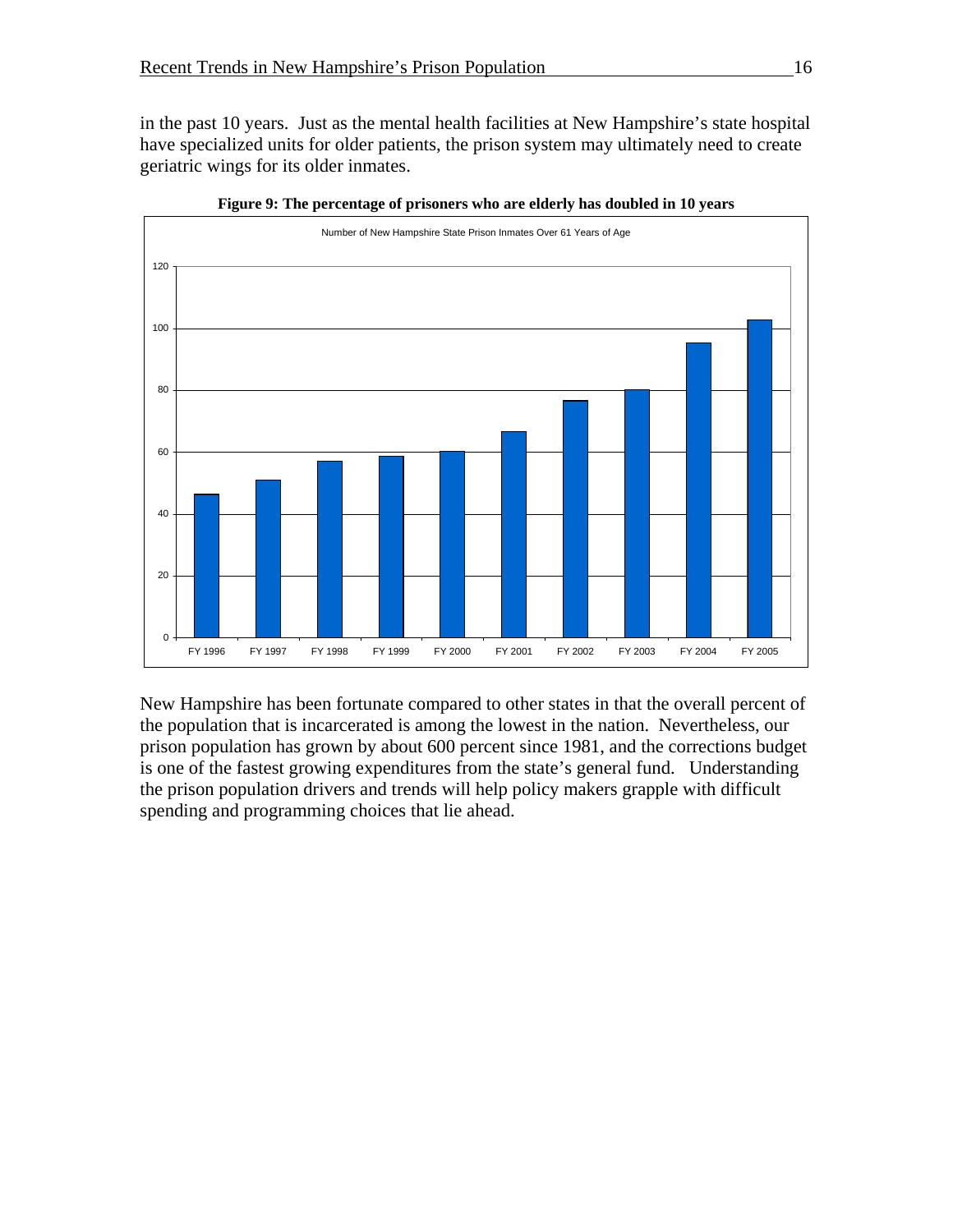in the past 10 years. Just as the mental health facilities at New Hampshire's state hospital have specialized units for older patients, the prison system may ultimately need to create geriatric wings for its older inmates.

**Figure 9: The percentage of prisoners who are elderly has doubled in 10 years**

Number of New Hampshire State Prison Inmates Over 61 Years of Age

New Hampshire has been fortunate compared to other states in that the overall percent of the population that is incarcerated is among the lowest in the nation. Nevertheless, our prison population has grown by about 600 percent since 1981, and the corrections budget is one of the fastest growing expenditures from the state's general fund. Understanding the prison population drivers and trends will help policy makers grapple with difficult spending and programming choices that lie ahead.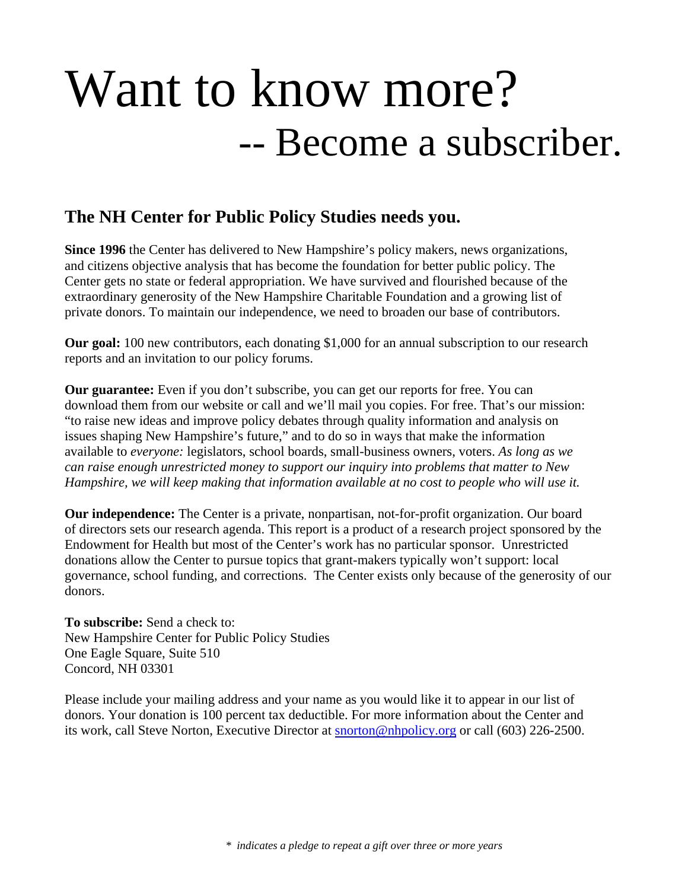# Want to know more?

# -- Become a subscriber.

## The NH Center for Public Policy Studies needs you.

**Since 1996** the Center has delivered to New Hampshire's policy makers, news organizations, and citizens objective analysis that has become the foundation for better public policy. The Center gets no state or federal appropriation. We have survived and flourished because of the extraordinary generosity of the New Hampshire Charitable Foundation and a growing list of private donors. To maintain our independence, we need to broaden our base of contributors.

**Our goal:** 100 new contributors, each donating $1,000 for an annual subscription to our research reports and an invitation to our policy forums.

**Our guarantee:** Even if you don't subscribe, you can get our reports for free. You can download them from our website or call and we'll mail you copies. For free. That's our mission: "to raise new ideas and improve policy debates through quality information and analysis on issues shaping New Hampshire's future," and to do so in ways that make the information available to *everyone:* legislators, school boards, small-business owners, voters. *As long as we can raise enough unrestricted money to support our inquiry into problems that matter to New Hampshire, we will keep making that information available at no cost to people who will use it.*

**Our independence:** The Center is a private, nonpartisan, not-for-profit organization. Our board of directors sets our research agenda. This report is a product of a research project sponsored by the Endowment for Health but most of the Center's work has no particular sponsor. Unrestricted donations allow the Center to pursue topics that grant-makers typically won't support: local governance, school funding, and corrections. The Center exists only because of the generosity of our donors.

**To subscribe:** Send a check to:
New Hampshire Center for Public Policy Studies
One Eagle Square, Suite 510
Concord, NH 03301

Please include your mailing address and your name as you would like it to appear in our list of donors. Your donation is 100 percent tax deductible. For more information about the Center and its work, call Steve Norton, Executive Director at snorton@nhpolicy.org or call (603) 226-2500.

* *indicates a pledge to repeat a gift over three or more years*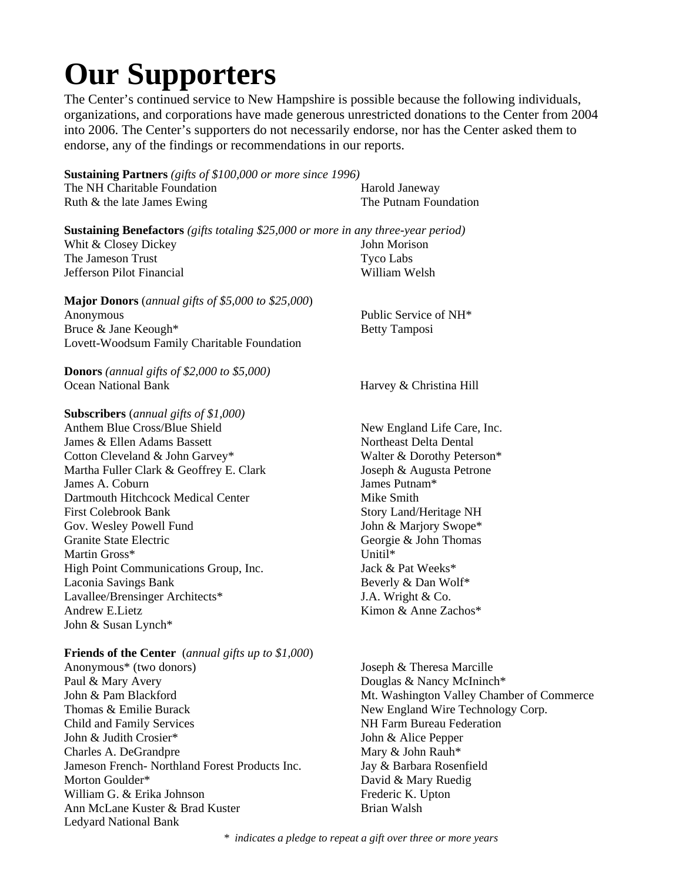# Our Supporters

The Center's continued service to New Hampshire is possible because the following individuals, organizations, and corporations have made generous unrestricted donations to the Center from 2004 into 2006. The Center's supporters do not necessarily endorse, nor has the Center asked them to endorse, any of the findings or recommendations in our reports.

**Sustaining Partners** *(gifts of $100,000 or more since 1996)*

The NH Charitable Foundation
Ruth & the late James Ewing
Harold Janeway
The Putnam Foundation

**Sustaining Benefactors** *(gifts totaling $25,000 or more in any three-year period)*

Whit & Closey Dickey
The Jameson Trust
Jefferson Pilot Financial
John Morison
Tyco Labs
William Welsh

**Major Donors** (*annual gifts of $5,000 to $25,000*)

Anonymous
Bruce & Jane Keough*
Lovett-Woodsum Family Charitable Foundation
Public Service of NH*
Betty Tamposi

**Donors** *(annual gifts of $2,000 to $5,000)*

Ocean National Bank
Harvey & Christina Hill

**Subscribers** (*annual gifts of $1,000)*

Anthem Blue Cross/Blue Shield
James & Ellen Adams Bassett
Cotton Cleveland & John Garvey*
Martha Fuller Clark & Geoffrey E. Clark
James A. Coburn
Dartmouth Hitchcock Medical Center
First Colebrook Bank
Gov. Wesley Powell Fund
Granite State Electric
Martin Gross*
High Point Communications Group, Inc.
Laconia Savings Bank
Lavallee/Brensinger Architects*
Andrew E.Lietz
John & Susan Lynch*
New England Life Care, Inc.
Northeast Delta Dental
Walter & Dorothy Peterson*
Joseph & Augusta Petrone
James Putnam*
Mike Smith
Story Land/Heritage NH
John & Marjory Swope*
Georgie & John Thomas
Unitil*
Jack & Pat Weeks*
Beverly & Dan Wolf*
J.A. Wright & Co.
Kimon & Anne Zachos*

**Friends of the Center** (*annual gifts up to $1,000*)

Anonymous* (two donors)
Paul & Mary Avery
John & Pam Blackford
Thomas & Emilie Burack
Child and Family Services
John & Judith Crosier*
Charles A. DeGrandpre
Jameson French- Northland Forest Products Inc.
Morton Goulder*
William G. & Erika Johnson
Ann McLane Kuster & Brad Kuster
Ledyard National Bank
Joseph & Theresa Marcille
Douglas & Nancy McIninch*
Mt. Washington Valley Chamber of Commerce
New England Wire Technology Corp.
NH Farm Bureau Federation
John & Alice Pepper
Mary & John Rauh*
Jay & Barbara Rosenfield
David & Mary Ruedig
Frederic K. Upton
Brian Walsh

*\* indicates a pledge to repeat a gift over three or more years*